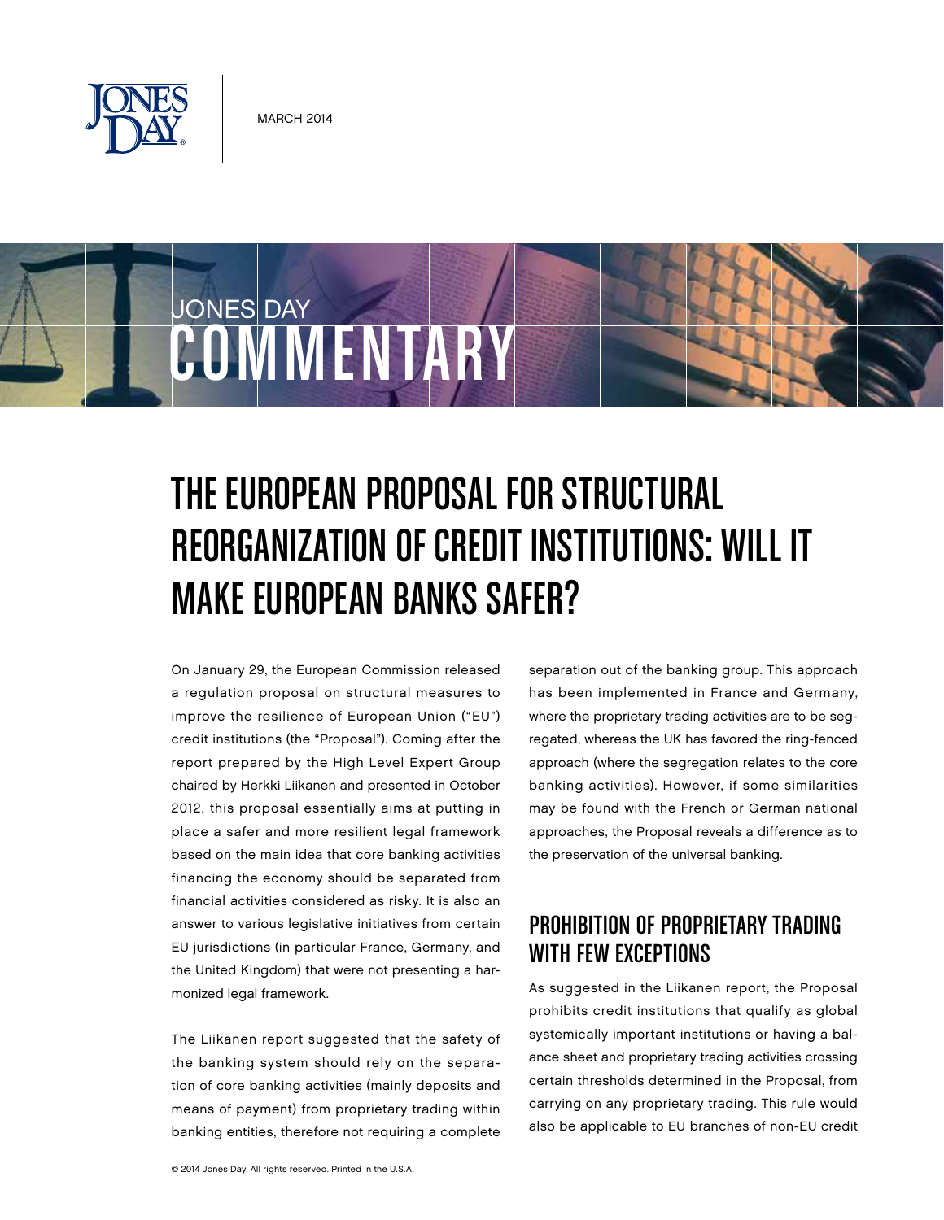MARCH 2014

# THE EUROPEAN PROPOSAL FOR STRUCTURAL REORGANIZATION OF CREDIT INSTITUTIONS: WILL IT MAKE EUROPEAN BANKS SAFER?

On January 29, the European Commission released a regulation proposal on structural measures to improve the resilience of European Union ("EU") credit institutions (the "Proposal"). Coming after the report prepared by the High Level Expert Group chaired by Herkki Liikanen and presented in October 2012, this proposal essentially aims at putting in place a safer and more resilient legal framework based on the main idea that core banking activities financing the economy should be separated from financial activities considered as risky. It is also an answer to various legislative initiatives from certain EU jurisdictions (in particular France, Germany, and the United Kingdom) that were not presenting a harmonized legal framework.

The Liikanen report suggested that the safety of the banking system should rely on the separation of core banking activities (mainly deposits and means of payment) from proprietary trading within banking entities, therefore not requiring a complete separation out of the banking group. This approach has been implemented in France and Germany, where the proprietary trading activities are to be segregated, whereas the UK has favored the ring-fenced approach (where the segregation relates to the core banking activities). However, if some similarities may be found with the French or German national approaches, the Proposal reveals a difference as to the preservation of the universal banking.

## PROHIBITION OF PROPRIETARY TRADING WITH FEW EXCEPTIONS

As suggested in the Liikanen report, the Proposal prohibits credit institutions that qualify as global systemically important institutions or having a balance sheet and proprietary trading activities crossing certain thresholds determined in the Proposal, from carrying on any proprietary trading. This rule would also be applicable to EU branches of non-EU credit

© 2014 Jones Day. All rights reserved. Printed in the U.S.A.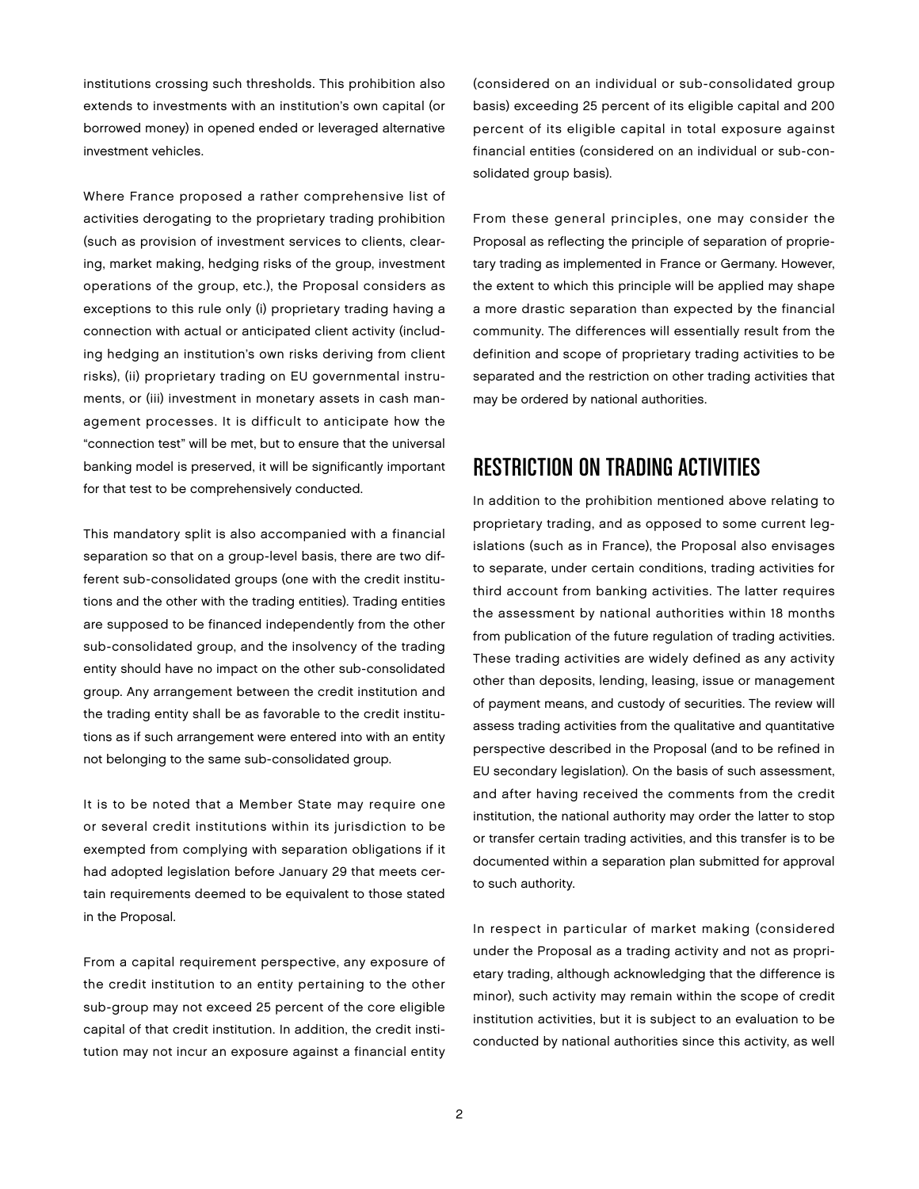institutions crossing such thresholds. This prohibition also extends to investments with an institution's own capital (or borrowed money) in opened ended or leveraged alternative investment vehicles.

Where France proposed a rather comprehensive list of activities derogating to the proprietary trading prohibition (such as provision of investment services to clients, clearing, market making, hedging risks of the group, investment operations of the group, etc.), the Proposal considers as exceptions to this rule only (i) proprietary trading having a connection with actual or anticipated client activity (including hedging an institution's own risks deriving from client risks), (ii) proprietary trading on EU governmental instruments, or (iii) investment in monetary assets in cash management processes. It is difficult to anticipate how the "connection test" will be met, but to ensure that the universal banking model is preserved, it will be significantly important for that test to be comprehensively conducted.

This mandatory split is also accompanied with a financial separation so that on a group-level basis, there are two different sub-consolidated groups (one with the credit institutions and the other with the trading entities). Trading entities are supposed to be financed independently from the other sub-consolidated group, and the insolvency of the trading entity should have no impact on the other sub-consolidated group. Any arrangement between the credit institution and the trading entity shall be as favorable to the credit institutions as if such arrangement were entered into with an entity not belonging to the same sub-consolidated group.

It is to be noted that a Member State may require one or several credit institutions within its jurisdiction to be exempted from complying with separation obligations if it had adopted legislation before January 29 that meets certain requirements deemed to be equivalent to those stated in the Proposal.

From a capital requirement perspective, any exposure of the credit institution to an entity pertaining to the other sub-group may not exceed 25 percent of the core eligible capital of that credit institution. In addition, the credit institution may not incur an exposure against a financial entity (considered on an individual or sub-consolidated group basis) exceeding 25 percent of its eligible capital and 200 percent of its eligible capital in total exposure against financial entities (considered on an individual or sub-consolidated group basis).

From these general principles, one may consider the Proposal as reflecting the principle of separation of proprietary trading as implemented in France or Germany. However, the extent to which this principle will be applied may shape a more drastic separation than expected by the financial community. The differences will essentially result from the definition and scope of proprietary trading activities to be separated and the restriction on other trading activities that may be ordered by national authorities.

## RESTRICTION ON TRADING ACTIVITIES

In addition to the prohibition mentioned above relating to proprietary trading, and as opposed to some current legislations (such as in France), the Proposal also envisages to separate, under certain conditions, trading activities for third account from banking activities. The latter requires the assessment by national authorities within 18 months from publication of the future regulation of trading activities. These trading activities are widely defined as any activity other than deposits, lending, leasing, issue or management of payment means, and custody of securities. The review will assess trading activities from the qualitative and quantitative perspective described in the Proposal (and to be refined in EU secondary legislation). On the basis of such assessment, and after having received the comments from the credit institution, the national authority may order the latter to stop or transfer certain trading activities, and this transfer is to be documented within a separation plan submitted for approval to such authority.

In respect in particular of market making (considered under the Proposal as a trading activity and not as proprietary trading, although acknowledging that the difference is minor), such activity may remain within the scope of credit institution activities, but it is subject to an evaluation to be conducted by national authorities since this activity, as well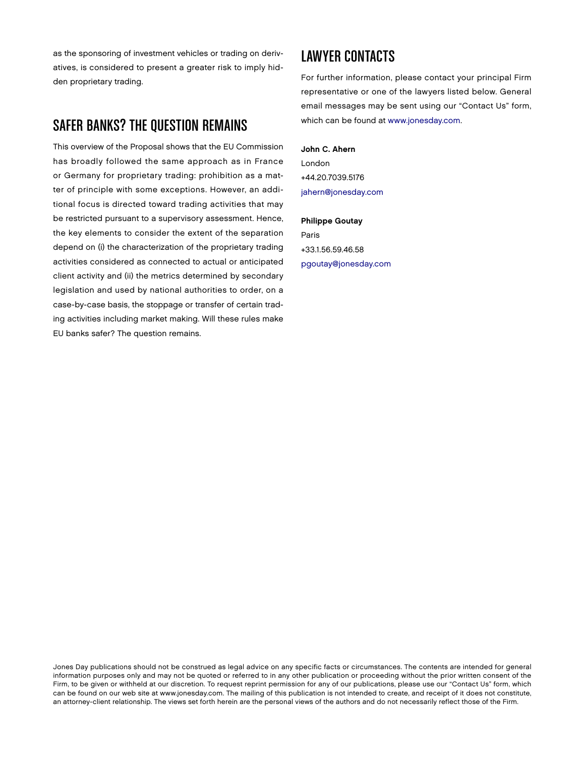as the sponsoring of investment vehicles or trading on derivatives, is considered to present a greater risk to imply hidden proprietary trading.

## SAFER BANKS? THE QUESTION REMAINS

This overview of the Proposal shows that the EU Commission has broadly followed the same approach as in France or Germany for proprietary trading: prohibition as a matter of principle with some exceptions. However, an additional focus is directed toward trading activities that may be restricted pursuant to a supervisory assessment. Hence, the key elements to consider the extent of the separation depend on (i) the characterization of the proprietary trading activities considered as connected to actual or anticipated client activity and (ii) the metrics determined by secondary legislation and used by national authorities to order, on a case-by-case basis, the stoppage or transfer of certain trading activities including market making. Will these rules make EU banks safer? The question remains.

## LAWYER CONTACTS

For further information, please contact your principal Firm representative or one of the lawyers listed below. General email messages may be sent using our "Contact Us" form, which can be found at www.jonesday.com.

**John C. Ahern**
London
+44.20.7039.5176
jahern@jonesday.com

**Philippe Goutay**
Paris
+33.1.56.59.46.58
pgoutay@jonesday.com

Jones Day publications should not be construed as legal advice on any specific facts or circumstances. The contents are intended for general information purposes only and may not be quoted or referred to in any other publication or proceeding without the prior written consent of the Firm, to be given or withheld at our discretion. To request reprint permission for any of our publications, please use our "Contact Us" form, which can be found on our web site at www.jonesday.com. The mailing of this publication is not intended to create, and receipt of it does not constitute, an attorney-client relationship. The views set forth herein are the personal views of the authors and do not necessarily reflect those of the Firm.